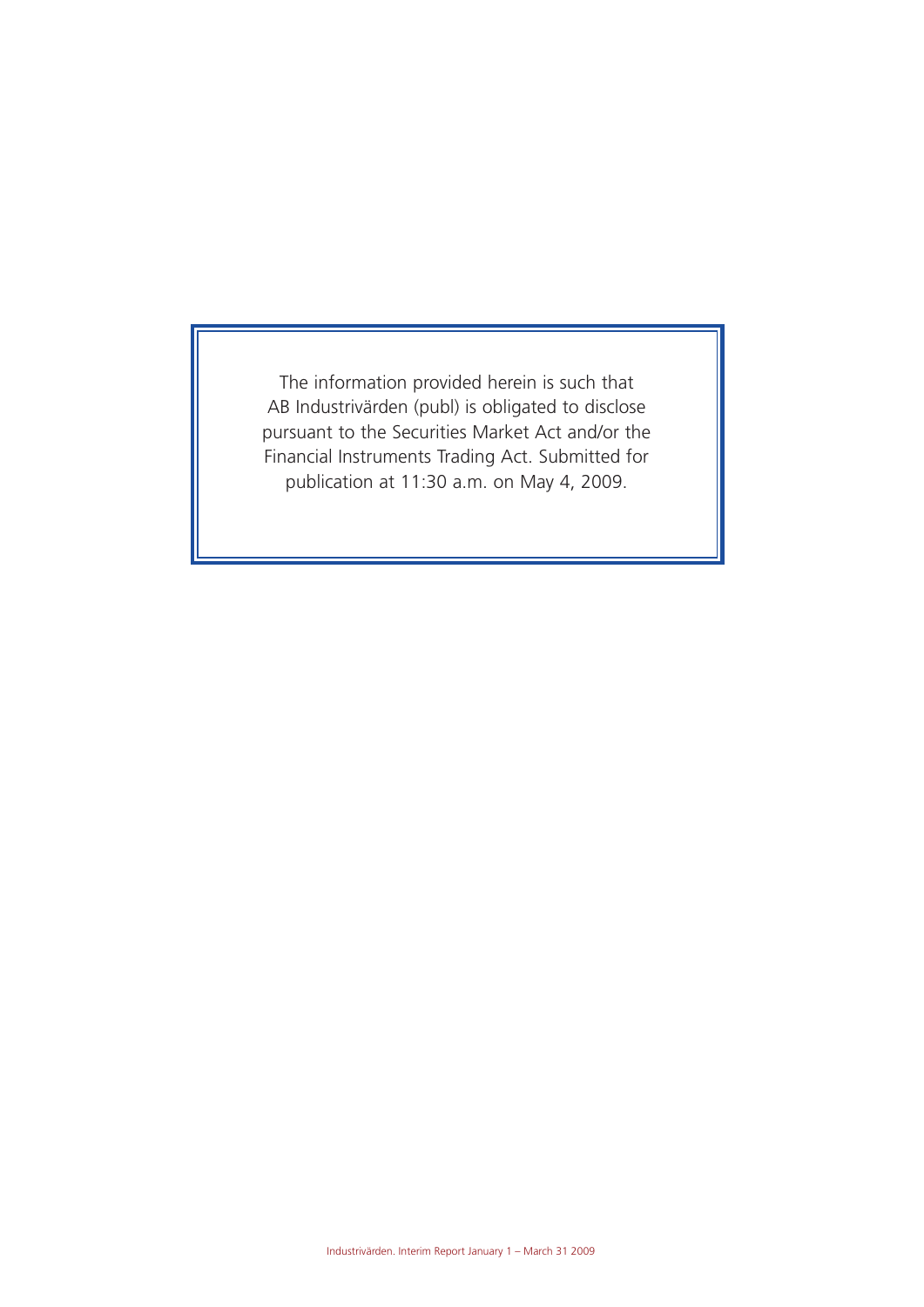The information provided herein is such that AB Industrivärden (publ) is obligated to disclose pursuant to the Securities Market Act and/or the Financial Instruments Trading Act. Submitted for publication at 11:30 a.m. on May 4, 2009.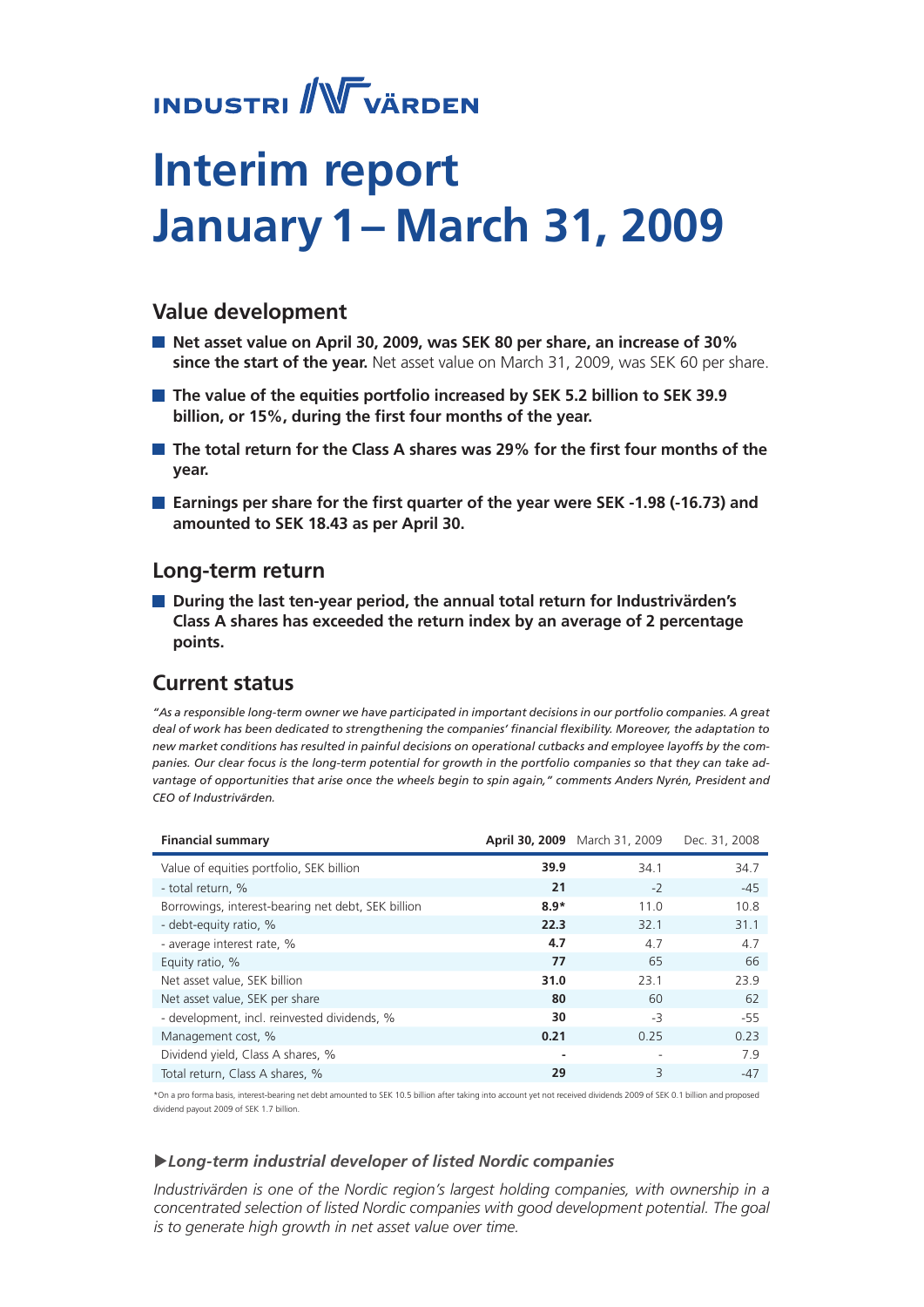INDUSTRI VÄRDEN

# Interim report January 1 – March 31, 2009

## Value development

- **Net asset value on April 30, 2009, was SEK 80 per share, an increase of 30% since the start of the year.** Net asset value on March 31, 2009, was SEK 60 per share.
- **The value of the equities portfolio increased by SEK 5.2 billion to SEK 39.9 billion, or 15%, during the first four months of the year.**
- **The total return for the Class A shares was 29% for the first four months of the year.**
- **Earnings per share for the first quarter of the year were SEK -1.98 (-16.73) and amounted to SEK 18.43 as per April 30.**

## Long-term return

- **During the last ten-year period, the annual total return for Industrivärden's Class A shares has exceeded the return index by an average of 2 percentage points.**

## Current status

*"As a responsible long-term owner we have participated in important decisions in our portfolio companies. A great deal of work has been dedicated to strengthening the companies' financial flexibility. Moreover, the adaptation to new market conditions has resulted in painful decisions on operational cutbacks and employee layoffs by the companies. Our clear focus is the long-term potential for growth in the portfolio companies so that they can take advantage of opportunities that arise once the wheels begin to spin again," comments Anders Nyrén, President and CEO of Industrivärden.*

| Financial summary | April 30, 2009 | March 31, 2009 | Dec. 31, 2008 |
|---|---|---|---|
| Value of equities portfolio, SEK billion | **39.9** | 34.1 | 34.7 |
| - total return, % | **21** | -2 | -45 |
| Borrowings, interest-bearing net debt, SEK billion | **8.9*** | 11.0 | 10.8 |
| - debt-equity ratio, % | **22.3** | 32.1 | 31.1 |
| - average interest rate, % | **4.7** | 4.7 | 4.7 |
| Equity ratio, % | **77** | 65 | 66 |
| Net asset value, SEK billion | **31.0** | 23.1 | 23.9 |
| Net asset value, SEK per share | **80** | 60 | 62 |
| - development, incl. reinvested dividends, % | **30** | -3 | -55 |
| Management cost, % | **0.21** | 0.25 | 0.23 |
| Dividend yield, Class A shares, % | **-** | - | 7.9 |
| Total return, Class A shares, % | **29** | 3 | -47 |

*On a pro forma basis, interest-bearing net debt amounted to SEK 10.5 billion after taking into account yet not received dividends 2009 of SEK 0.1 billion and proposed dividend payout 2009 of SEK 1.7 billion.

### ▶*Long-term industrial developer of listed Nordic companies*

*Industrivärden is one of the Nordic region's largest holding companies, with ownership in a concentrated selection of listed Nordic companies with good development potential. The goal is to generate high growth in net asset value over time.*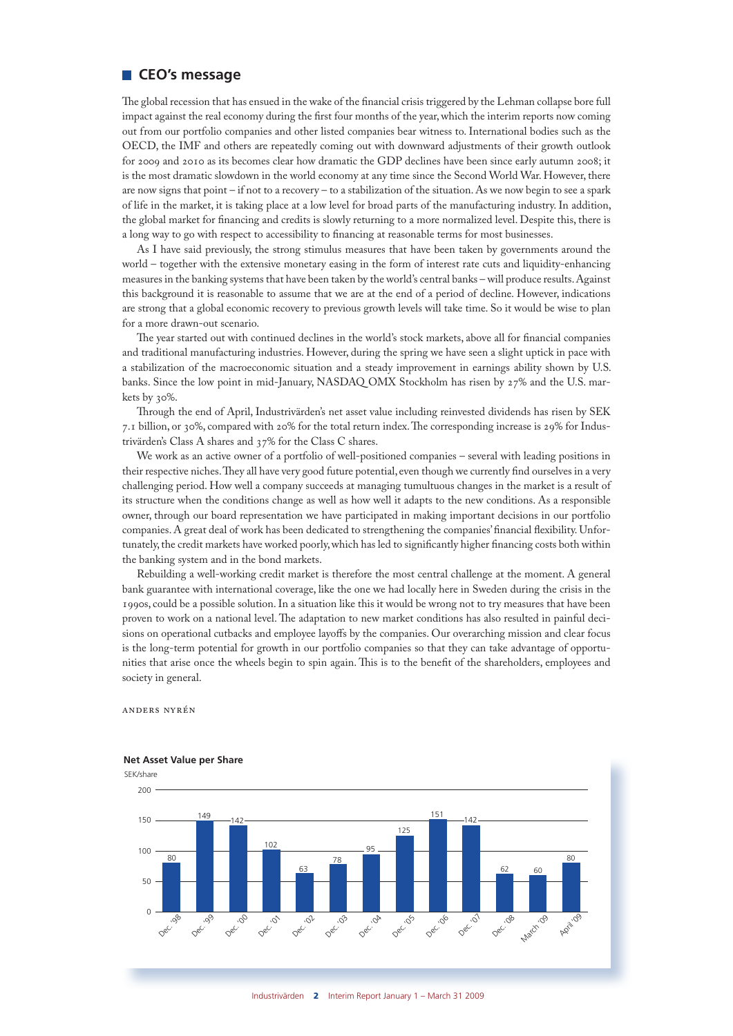## CEO's message

The global recession that has ensued in the wake of the financial crisis triggered by the Lehman collapse bore full impact against the real economy during the first four months of the year, which the interim reports now coming out from our portfolio companies and other listed companies bear witness to. International bodies such as the OECD, the IMF and others are repeatedly coming out with downward adjustments of their growth outlook for 2009 and 2010 as its becomes clear how dramatic the GDP declines have been since early autumn 2008; it is the most dramatic slowdown in the world economy at any time since the Second World War. However, there are now signs that point – if not to a recovery – to a stabilization of the situation. As we now begin to see a spark of life in the market, it is taking place at a low level for broad parts of the manufacturing industry. In addition, the global market for financing and credits is slowly returning to a more normalized level. Despite this, there is a long way to go with respect to accessibility to financing at reasonable terms for most businesses.

As I have said previously, the strong stimulus measures that have been taken by governments around the world – together with the extensive monetary easing in the form of interest rate cuts and liquidity-enhancing measures in the banking systems that have been taken by the world's central banks – will produce results. Against this background it is reasonable to assume that we are at the end of a period of decline. However, indications are strong that a global economic recovery to previous growth levels will take time. So it would be wise to plan for a more drawn-out scenario.

The year started out with continued declines in the world's stock markets, above all for financial companies and traditional manufacturing industries. However, during the spring we have seen a slight uptick in pace with a stabilization of the macroeconomic situation and a steady improvement in earnings ability shown by U.S. banks. Since the low point in mid-January, NASDAQ OMX Stockholm has risen by 27% and the U.S. markets by 30%.

Through the end of April, Industrivärden's net asset value including reinvested dividends has risen by SEK 7.1 billion, or 30%, compared with 20% for the total return index. The corresponding increase is 29% for Industrivärden's Class A shares and 37% for the Class C shares.

We work as an active owner of a portfolio of well-positioned companies – several with leading positions in their respective niches. They all have very good future potential, even though we currently find ourselves in a very challenging period. How well a company succeeds at managing tumultuous changes in the market is a result of its structure when the conditions change as well as how well it adapts to the new conditions. As a responsible owner, through our board representation we have participated in making important decisions in our portfolio companies. A great deal of work has been dedicated to strengthening the companies' financial flexibility. Unfortunately, the credit markets have worked poorly, which has led to significantly higher financing costs both within the banking system and in the bond markets.

Rebuilding a well-working credit market is therefore the most central challenge at the moment. A general bank guarantee with international coverage, like the one we had locally here in Sweden during the crisis in the 1990s, could be a possible solution. In a situation like this it would be wrong not to try measures that have been proven to work on a national level. The adaptation to new market conditions has also resulted in painful decisions on operational cutbacks and employee layoffs by the companies. Our overarching mission and clear focus is the long-term potential for growth in our portfolio companies so that they can take advantage of opportunities that arise once the wheels begin to spin again. This is to the benefit of the shareholders, employees and society in general.

ANDERS NYRÉN

**Net Asset Value per Share**

SEK/share

| Period | SEK/share |
|---|---|
| Dec. '98 | 80 |
| Dec. '99 | 149 |
| Dec. '00 | 142 |
| Dec. '01 | 102 |
| Dec. '02 | 63 |
| Dec. '03 | 78 |
| Dec. '04 | 95 |
| Dec. '05 | 125 |
| Dec. '06 | 151 |
| Dec. '07 | 142 |
| Dec. '08 | 62 |
| March '09 | 60 |
| April '09 | 80 |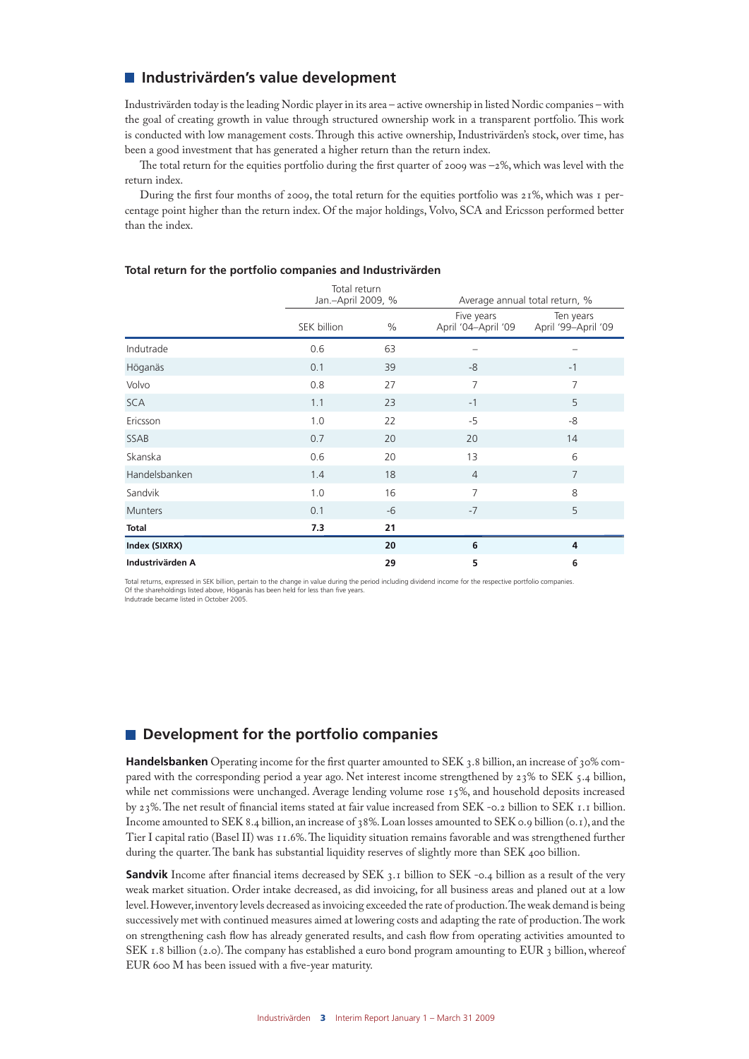## Industrivärden's value development

Industrivärden today is the leading Nordic player in its area – active ownership in listed Nordic companies – with the goal of creating growth in value through structured ownership work in a transparent portfolio. This work is conducted with low management costs. Through this active ownership, Industrivärden's stock, over time, has been a good investment that has generated a higher return than the return index.

The total return for the equities portfolio during the first quarter of 2009 was –2%, which was level with the return index.

During the first four months of 2009, the total return for the equities portfolio was 21%, which was 1 percentage point higher than the return index. Of the major holdings, Volvo, SCA and Ericsson performed better than the index.

### Total return for the portfolio companies and Industrivärden

| | Total return Jan.–April 2009, % | | Average annual total return, % | |
|---|---|---|---|---|
| | SEK billion | % | Five years April '04–April '09 | Ten years April '99–April '09 |
| Indutrade | 0.6 | 63 | – | – |
| Höganäs | 0.1 | 39 | -8 | -1 |
| Volvo | 0.8 | 27 | 7 | 7 |
| SCA | 1.1 | 23 | -1 | 5 |
| Ericsson | 1.0 | 22 | -5 | -8 |
| SSAB | 0.7 | 20 | 20 | 14 |
| Skanska | 0.6 | 20 | 13 | 6 |
| Handelsbanken | 1.4 | 18 | 4 | 7 |
| Sandvik | 1.0 | 16 | 7 | 8 |
| Munters | 0.1 | -6 | -7 | 5 |
| **Total** | **7.3** | **21** | | |
| **Index (SIXRX)** | | **20** | **6** | **4** |
| **Industrivärden A** | | **29** | **5** | **6** |

Total returns, expressed in SEK billion, pertain to the change in value during the period including dividend income for the respective portfolio companies.
Of the shareholdings listed above, Höganäs has been held for less than five years.
Indutrade became listed in October 2005.

## Development for the portfolio companies

**Handelsbanken** Operating income for the first quarter amounted to SEK 3.8 billion, an increase of 30% compared with the corresponding period a year ago. Net interest income strengthened by 23% to SEK 5.4 billion, while net commissions were unchanged. Average lending volume rose 15%, and household deposits increased by 23%. The net result of financial items stated at fair value increased from SEK -0.2 billion to SEK 1.1 billion. Income amounted to SEK 8.4 billion, an increase of 38%. Loan losses amounted to SEK 0.9 billion (0.1), and the Tier I capital ratio (Basel II) was 11.6%. The liquidity situation remains favorable and was strengthened further during the quarter. The bank has substantial liquidity reserves of slightly more than SEK 400 billion.

**Sandvik** Income after financial items decreased by SEK 3.1 billion to SEK -0.4 billion as a result of the very weak market situation. Order intake decreased, as did invoicing, for all business areas and planed out at a low level. However, inventory levels decreased as invoicing exceeded the rate of production. The weak demand is being successively met with continued measures aimed at lowering costs and adapting the rate of production. The work on strengthening cash flow has already generated results, and cash flow from operating activities amounted to SEK 1.8 billion (2.0). The company has established a euro bond program amounting to EUR 3 billion, whereof EUR 600 M has been issued with a five-year maturity.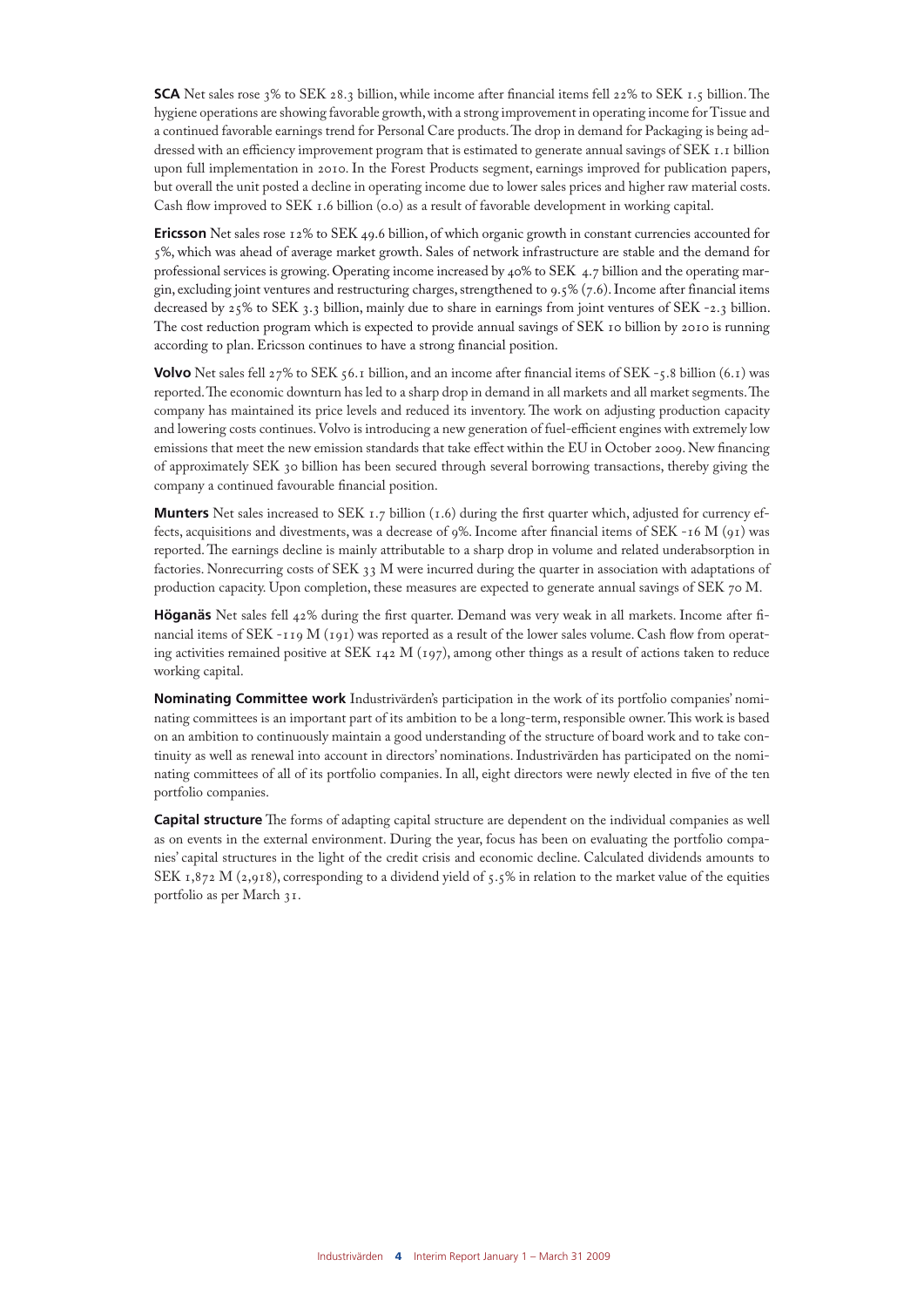**SCA** Net sales rose 3% to SEK 28.3 billion, while income after financial items fell 22% to SEK 1.5 billion. The hygiene operations are showing favorable growth, with a strong improvement in operating income for Tissue and a continued favorable earnings trend for Personal Care products. The drop in demand for Packaging is being addressed with an efficiency improvement program that is estimated to generate annual savings of SEK 1.1 billion upon full implementation in 2010. In the Forest Products segment, earnings improved for publication papers, but overall the unit posted a decline in operating income due to lower sales prices and higher raw material costs. Cash flow improved to SEK 1.6 billion (0.0) as a result of favorable development in working capital.

**Ericsson** Net sales rose 12% to SEK 49.6 billion, of which organic growth in constant currencies accounted for 5%, which was ahead of average market growth. Sales of network infrastructure are stable and the demand for professional services is growing. Operating income increased by 40% to SEK 4.7 billion and the operating margin, excluding joint ventures and restructuring charges, strengthened to 9.5% (7.6). Income after financial items decreased by 25% to SEK 3.3 billion, mainly due to share in earnings from joint ventures of SEK -2.3 billion. The cost reduction program which is expected to provide annual savings of SEK 10 billion by 2010 is running according to plan. Ericsson continues to have a strong financial position.

**Volvo** Net sales fell 27% to SEK 56.1 billion, and an income after financial items of SEK -5.8 billion (6.1) was reported. The economic downturn has led to a sharp drop in demand in all markets and all market segments. The company has maintained its price levels and reduced its inventory. The work on adjusting production capacity and lowering costs continues. Volvo is introducing a new generation of fuel-efficient engines with extremely low emissions that meet the new emission standards that take effect within the EU in October 2009. New financing of approximately SEK 30 billion has been secured through several borrowing transactions, thereby giving the company a continued favourable financial position.

**Munters** Net sales increased to SEK 1.7 billion (1.6) during the first quarter which, adjusted for currency effects, acquisitions and divestments, was a decrease of 9%. Income after financial items of SEK -16 M (91) was reported. The earnings decline is mainly attributable to a sharp drop in volume and related underabsorption in factories. Nonrecurring costs of SEK 33 M were incurred during the quarter in association with adaptations of production capacity. Upon completion, these measures are expected to generate annual savings of SEK 70 M.

**Höganäs** Net sales fell 42% during the first quarter. Demand was very weak in all markets. Income after financial items of SEK -119 M (191) was reported as a result of the lower sales volume. Cash flow from operating activities remained positive at SEK 142 M (197), among other things as a result of actions taken to reduce working capital.

**Nominating Committee work** Industrivärden's participation in the work of its portfolio companies' nominating committees is an important part of its ambition to be a long-term, responsible owner. This work is based on an ambition to continuously maintain a good understanding of the structure of board work and to take continuity as well as renewal into account in directors' nominations. Industrivärden has participated on the nominating committees of all of its portfolio companies. In all, eight directors were newly elected in five of the ten portfolio companies.

**Capital structure** The forms of adapting capital structure are dependent on the individual companies as well as on events in the external environment. During the year, focus has been on evaluating the portfolio companies' capital structures in the light of the credit crisis and economic decline. Calculated dividends amounts to SEK 1,872 M (2,918), corresponding to a dividend yield of 5.5% in relation to the market value of the equities portfolio as per March 31.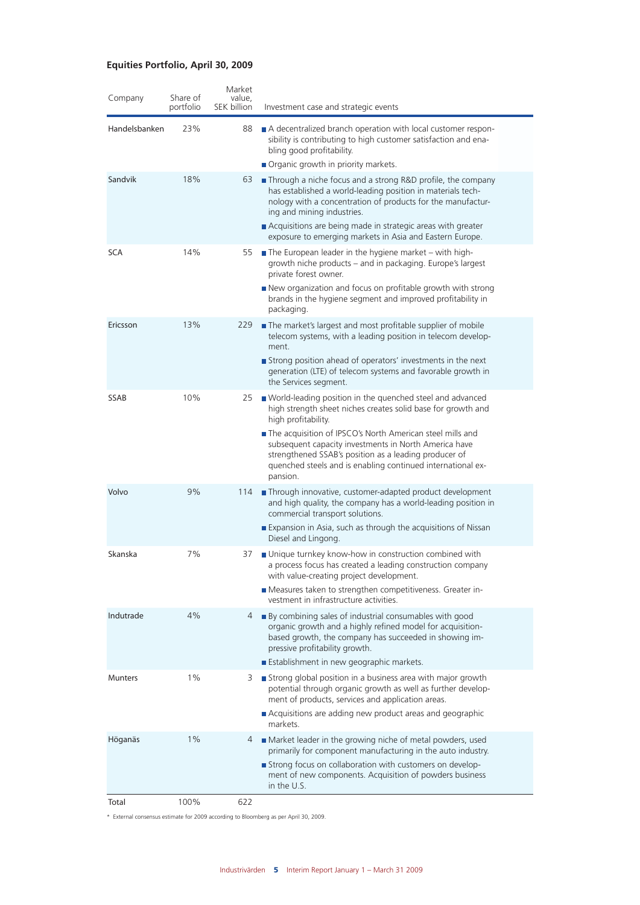**Equities Portfolio, April 30, 2009**

| Company | Share of portfolio | Market value, SEK billion | Investment case and strategic events |
|---|---|---|---|
| Handelsbanken | 23% | 88 | ■ A decentralized branch operation with local customer responsibility is contributing to high customer satisfaction and enabling good profitability. ■ Organic growth in priority markets. |
| Sandvik | 18% | 63 | ■ Through a niche focus and a strong R&D profile, the company has established a world-leading position in materials technology with a concentration of products for the manufacturing and mining industries. ■ Acquisitions are being made in strategic areas with greater exposure to emerging markets in Asia and Eastern Europe. |
| SCA | 14% | 55 | ■ The European leader in the hygiene market – with high-growth niche products – and in packaging. Europe's largest private forest owner. ■ New organization and focus on profitable growth with strong brands in the hygiene segment and improved profitability in packaging. |
| Ericsson | 13% | 229 | ■ The market's largest and most profitable supplier of mobile telecom systems, with a leading position in telecom development. ■ Strong position ahead of operators' investments in the next generation (LTE) of telecom systems and favorable growth in the Services segment. |
| SSAB | 10% | 25 | ■ World-leading position in the quenched steel and advanced high strength sheet niches creates solid base for growth and high profitability. ■ The acquisition of IPSCO's North American steel mills and subsequent capacity investments in North America have strengthened SSAB's position as a leading producer of quenched steels and is enabling continued international expansion. |
| Volvo | 9% | 114 | ■ Through innovative, customer-adapted product development and high quality, the company has a world-leading position in commercial transport solutions. ■ Expansion in Asia, such as through the acquisitions of Nissan Diesel and Lingong. |
| Skanska | 7% | 37 | ■ Unique turnkey know-how in construction combined with a process focus has created a leading construction company with value-creating project development. ■ Measures taken to strengthen competitiveness. Greater investment in infrastructure activities. |
| Indutrade | 4% | 4 | ■ By combining sales of industrial consumables with good organic growth and a highly refined model for acquisition-based growth, the company has succeeded in showing impressive profitability growth. ■ Establishment in new geographic markets. |
| Munters | 1% | 3 | ■ Strong global position in a business area with major growth potential through organic growth as well as further development of products, services and application areas. ■ Acquisitions are adding new product areas and geographic markets. |
| Höganäs | 1% | 4 | ■ Market leader in the growing niche of metal powders, used primarily for component manufacturing in the auto industry. ■ Strong focus on collaboration with customers on development of new components. Acquisition of powders business in the U.S. |
| Total | 100% | 622 | |

\* External consensus estimate for 2009 according to Bloomberg as per April 30, 2009.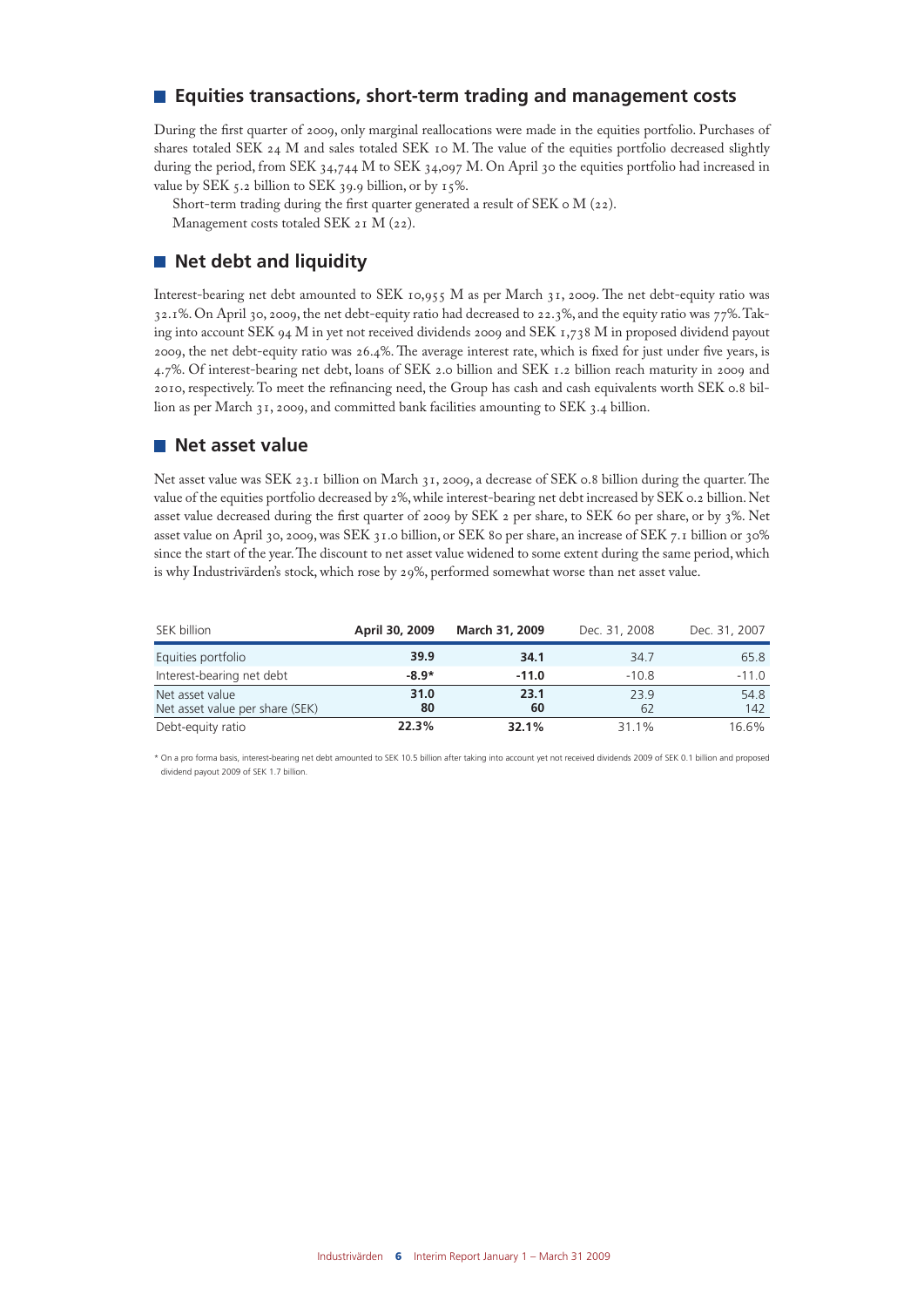## Equities transactions, short-term trading and management costs

During the first quarter of 2009, only marginal reallocations were made in the equities portfolio. Purchases of shares totaled SEK 24 M and sales totaled SEK 10 M. The value of the equities portfolio decreased slightly during the period, from SEK 34,744 M to SEK 34,097 M. On April 30 the equities portfolio had increased in value by SEK 5.2 billion to SEK 39.9 billion, or by 15%.

Short-term trading during the first quarter generated a result of SEK 0 M (22).

Management costs totaled SEK 21 M (22).

## Net debt and liquidity

Interest-bearing net debt amounted to SEK 10,955 M as per March 31, 2009. The net debt-equity ratio was 32.1%. On April 30, 2009, the net debt-equity ratio had decreased to 22.3%, and the equity ratio was 77%. Taking into account SEK 94 M in yet not received dividends 2009 and SEK 1,738 M in proposed dividend payout 2009, the net debt-equity ratio was 26.4%. The average interest rate, which is fixed for just under five years, is 4.7%. Of interest-bearing net debt, loans of SEK 2.0 billion and SEK 1.2 billion reach maturity in 2009 and 2010, respectively. To meet the refinancing need, the Group has cash and cash equivalents worth SEK 0.8 billion as per March 31, 2009, and committed bank facilities amounting to SEK 3.4 billion.

## Net asset value

Net asset value was SEK 23.1 billion on March 31, 2009, a decrease of SEK 0.8 billion during the quarter. The value of the equities portfolio decreased by 2%, while interest-bearing net debt increased by SEK 0.2 billion. Net asset value decreased during the first quarter of 2009 by SEK 2 per share, to SEK 60 per share, or by 3%. Net asset value on April 30, 2009, was SEK 31.0 billion, or SEK 80 per share, an increase of SEK 7.1 billion or 30% since the start of the year. The discount to net asset value widened to some extent during the same period, which is why Industrivärden's stock, which rose by 29%, performed somewhat worse than net asset value.

| SEK billion | April 30, 2009 | March 31, 2009 | Dec. 31, 2008 | Dec. 31, 2007 |
|---|---|---|---|---|
| Equities portfolio | **39.9** | **34.1** | 34.7 | 65.8 |
| Interest-bearing net debt | **-8.9*** | **-11.0** | -10.8 | -11.0 |
| Net asset value | **31.0** | **23.1** | 23.9 | 54.8 |
| Net asset value per share (SEK) | **80** | **60** | 62 | 142 |
| Debt-equity ratio | **22.3%** | **32.1%** | 31.1% | 16.6% |

\* On a pro forma basis, interest-bearing net debt amounted to SEK 10.5 billion after taking into account yet not received dividends 2009 of SEK 0.1 billion and proposed dividend payout 2009 of SEK 1.7 billion.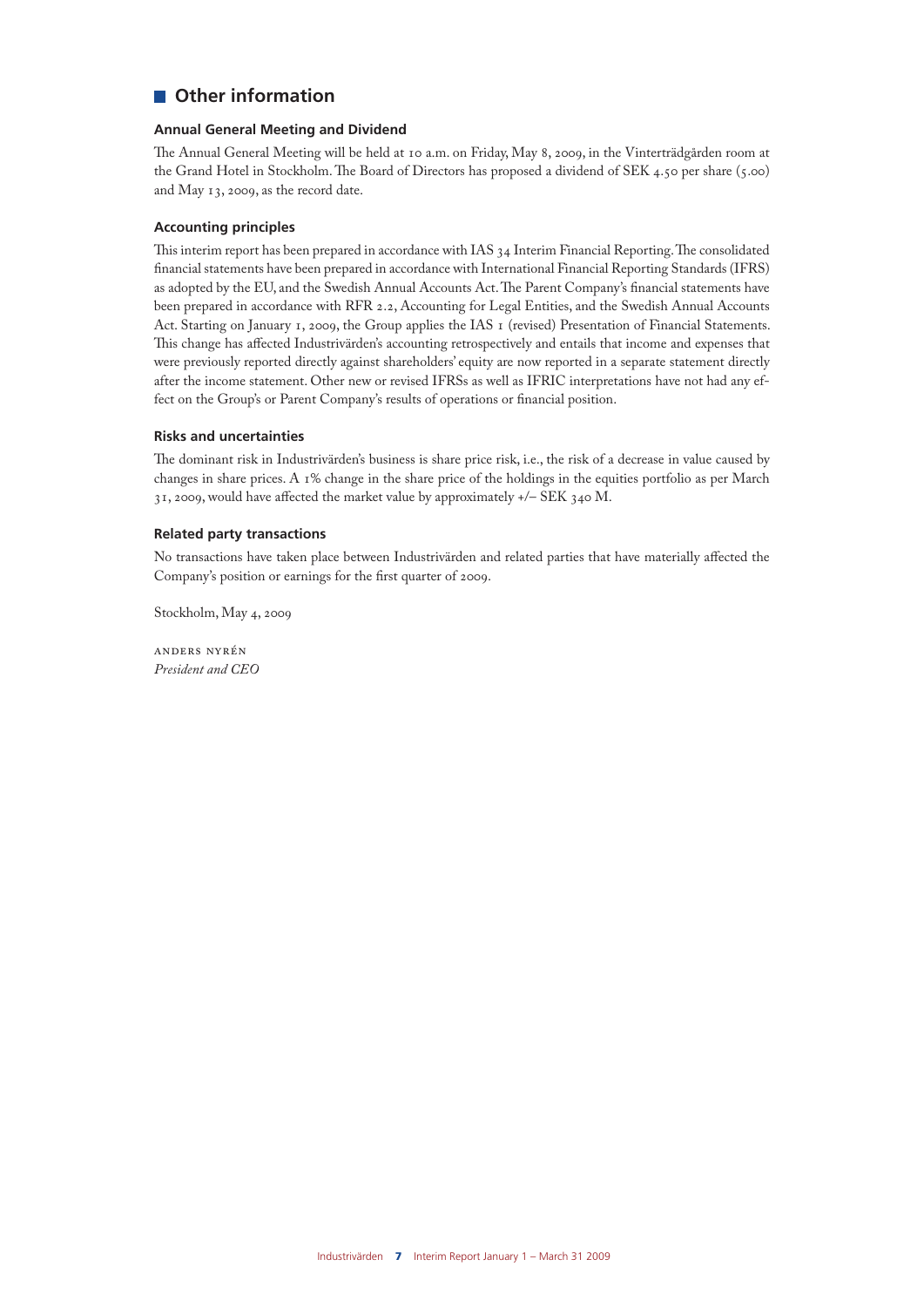## Other information

### Annual General Meeting and Dividend

The Annual General Meeting will be held at 10 a.m. on Friday, May 8, 2009, in the Vinterträdgården room at the Grand Hotel in Stockholm. The Board of Directors has proposed a dividend of SEK 4.50 per share (5.00) and May 13, 2009, as the record date.

### Accounting principles

This interim report has been prepared in accordance with IAS 34 Interim Financial Reporting. The consolidated financial statements have been prepared in accordance with International Financial Reporting Standards (IFRS) as adopted by the EU, and the Swedish Annual Accounts Act. The Parent Company's financial statements have been prepared in accordance with RFR 2.2, Accounting for Legal Entities, and the Swedish Annual Accounts Act. Starting on January 1, 2009, the Group applies the IAS 1 (revised) Presentation of Financial Statements. This change has affected Industrivärden's accounting retrospectively and entails that income and expenses that were previously reported directly against shareholders' equity are now reported in a separate statement directly after the income statement. Other new or revised IFRSs as well as IFRIC interpretations have not had any effect on the Group's or Parent Company's results of operations or financial position.

### Risks and uncertainties

The dominant risk in Industrivärden's business is share price risk, i.e., the risk of a decrease in value caused by changes in share prices. A 1% change in the share price of the holdings in the equities portfolio as per March 31, 2009, would have affected the market value by approximately +/– SEK 340 M.

### Related party transactions

No transactions have taken place between Industrivärden and related parties that have materially affected the Company's position or earnings for the first quarter of 2009.

Stockholm, May 4, 2009

Anders Nyrén
*President and CEO*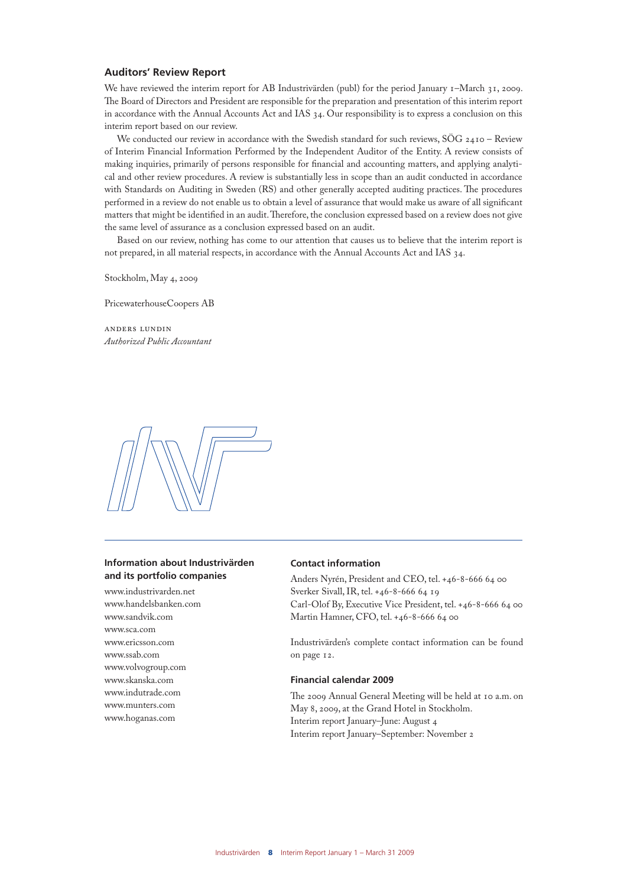## Auditors' Review Report

We have reviewed the interim report for AB Industrivärden (publ) for the period January 1–March 31, 2009. The Board of Directors and President are responsible for the preparation and presentation of this interim report in accordance with the Annual Accounts Act and IAS 34. Our responsibility is to express a conclusion on this interim report based on our review.

We conducted our review in accordance with the Swedish standard for such reviews, SÖG 2410 – Review of Interim Financial Information Performed by the Independent Auditor of the Entity. A review consists of making inquiries, primarily of persons responsible for financial and accounting matters, and applying analytical and other review procedures. A review is substantially less in scope than an audit conducted in accordance with Standards on Auditing in Sweden (RS) and other generally accepted auditing practices. The procedures performed in a review do not enable us to obtain a level of assurance that would make us aware of all significant matters that might be identified in an audit. Therefore, the conclusion expressed based on a review does not give the same level of assurance as a conclusion expressed based on an audit.

Based on our review, nothing has come to our attention that causes us to believe that the interim report is not prepared, in all material respects, in accordance with the Annual Accounts Act and IAS 34.

Stockholm, May 4, 2009

PricewaterhouseCoopers AB

ANDERS LUNDIN
*Authorized Public Accountant*

### Information about Industrivärden and its portfolio companies

www.industrivarden.net
www.handelsbanken.com
www.sandvik.com
www.sca.com
www.ericsson.com
www.ssab.com
www.volvogroup.com
www.skanska.com
www.indutrade.com
www.munters.com
www.hoganas.com

### Contact information

Anders Nyrén, President and CEO, tel. +46-8-666 64 00
Sverker Sivall, IR, tel. +46-8-666 64 19
Carl-Olof By, Executive Vice President, tel. +46-8-666 64 00
Martin Hamner, CFO, tel. +46-8-666 64 00

Industrivärden's complete contact information can be found on page 12.

### Financial calendar 2009

The 2009 Annual General Meeting will be held at 10 a.m. on May 8, 2009, at the Grand Hotel in Stockholm.
Interim report January–June: August 4
Interim report January–September: November 2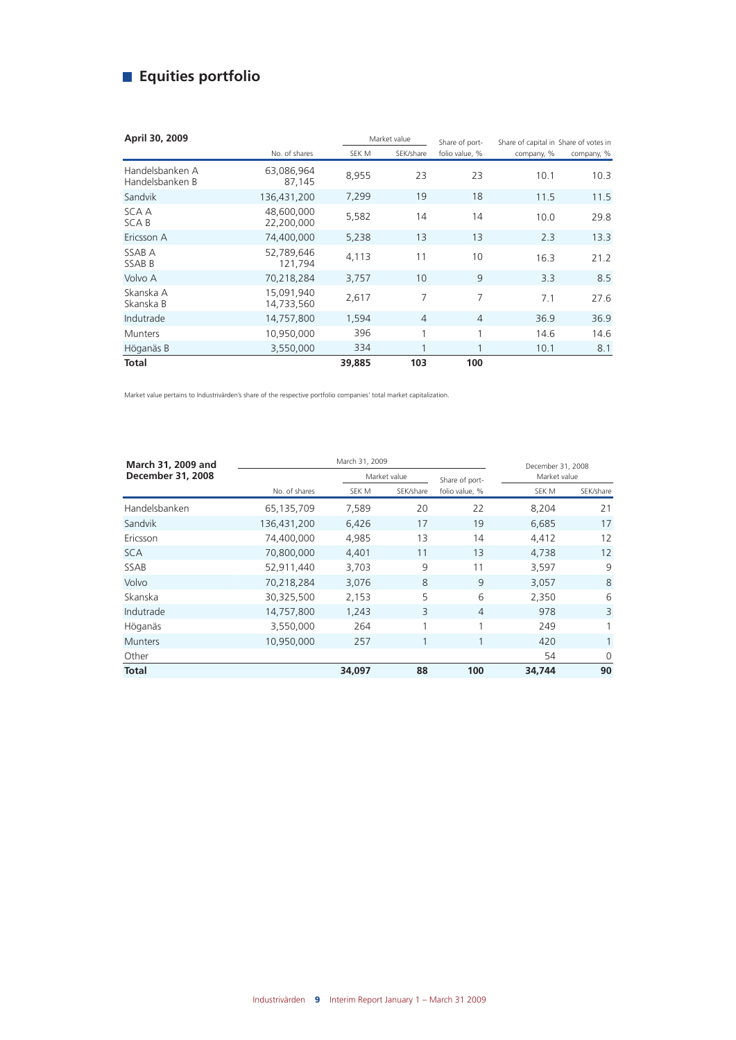## Equities portfolio

| April 30, 2009 | | Market value | | Share of port- | Share of capital in | Share of votes in |
|---|---|---|---|---|---|---|
| | No. of shares | SEK M | SEK/share | folio value, % | company, % | company, % |
| Handelsbanken A<br>Handelsbanken B | 63,086,964<br>87,145 | 8,955 | 23 | 23 | 10.1 | 10.3 |
| Sandvik | 136,431,200 | 7,299 | 19 | 18 | 11.5 | 11.5 |
| SCA A<br>SCA B | 48,600,000<br>22,200,000 | 5,582 | 14 | 14 | 10.0 | 29.8 |
| Ericsson A | 74,400,000 | 5,238 | 13 | 13 | 2.3 | 13.3 |
| SSAB A<br>SSAB B | 52,789,646<br>121,794 | 4,113 | 11 | 10 | 16.3 | 21.2 |
| Volvo A | 70,218,284 | 3,757 | 10 | 9 | 3.3 | 8.5 |
| Skanska A<br>Skanska B | 15,091,940<br>14,733,560 | 2,617 | 7 | 7 | 7.1 | 27.6 |
| Indutrade | 14,757,800 | 1,594 | 4 | 4 | 36.9 | 36.9 |
| Munters | 10,950,000 | 396 | 1 | 1 | 14.6 | 14.6 |
| Höganäs B | 3,550,000 | 334 | 1 | 1 | 10.1 | 8.1 |
| **Total** | | **39,885** | **103** | **100** | | |

Market value pertains to Industrivärden's share of the respective portfolio companies' total market capitalization.

| March 31, 2009 and December 31, 2008 | March 31, 2009 | | | | December 31, 2008 | |
|---|---|---|---|---|---|---|
| | | Market value | | Share of port- | Market value | |
| | No. of shares | SEK M | SEK/share | folio value, % | SEK M | SEK/share |
| Handelsbanken | 65,135,709 | 7,589 | 20 | 22 | 8,204 | 21 |
| Sandvik | 136,431,200 | 6,426 | 17 | 19 | 6,685 | 17 |
| Ericsson | 74,400,000 | 4,985 | 13 | 14 | 4,412 | 12 |
| SCA | 70,800,000 | 4,401 | 11 | 13 | 4,738 | 12 |
| SSAB | 52,911,440 | 3,703 | 9 | 11 | 3,597 | 9 |
| Volvo | 70,218,284 | 3,076 | 8 | 9 | 3,057 | 8 |
| Skanska | 30,325,500 | 2,153 | 5 | 6 | 2,350 | 6 |
| Indutrade | 14,757,800 | 1,243 | 3 | 4 | 978 | 3 |
| Höganäs | 3,550,000 | 264 | 1 | 1 | 249 | 1 |
| Munters | 10,950,000 | 257 | 1 | 1 | 420 | 1 |
| Other | | | | | 54 | 0 |
| **Total** | | **34,097** | **88** | **100** | **34,744** | **90** |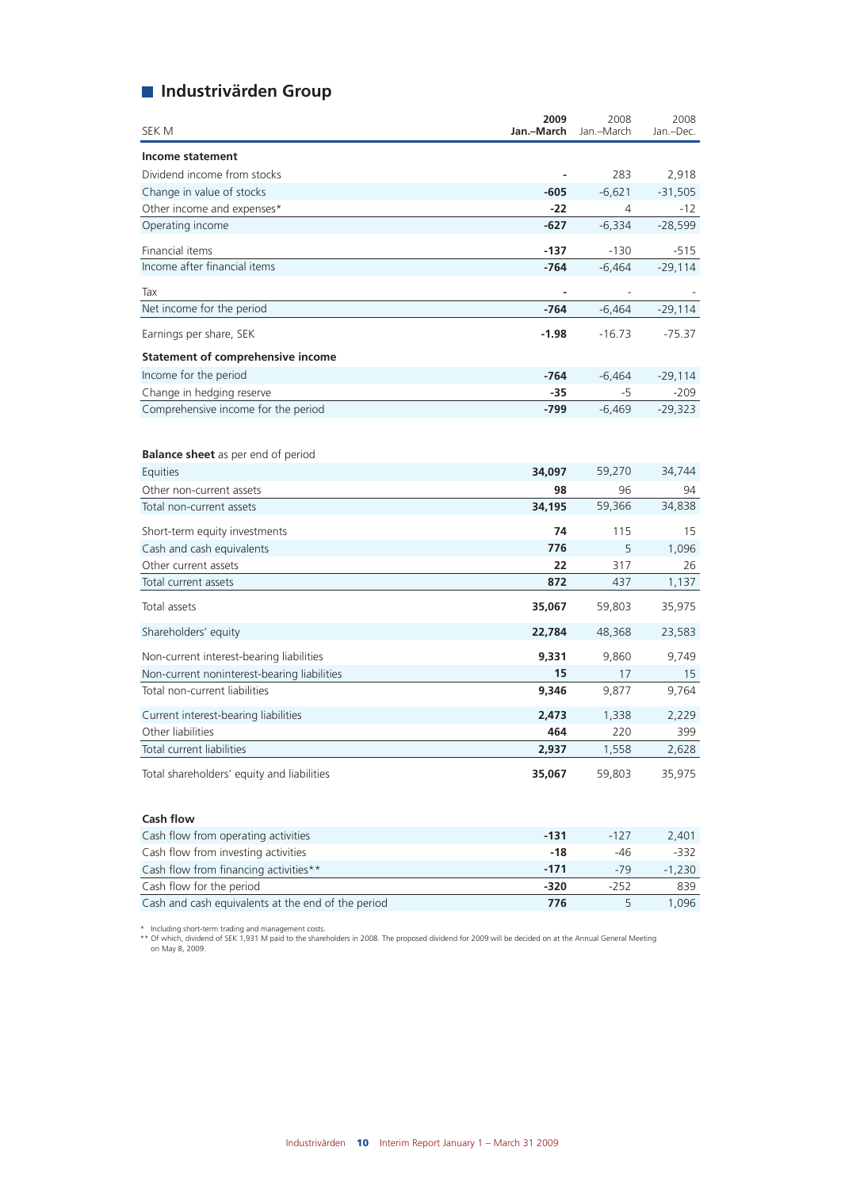## Industrivärden Group

| SEK M | 2009 Jan.–March | 2008 Jan.–March | 2008 Jan.–Dec. |
|---|---|---|---|
| **Income statement** | | | |
| Dividend income from stocks | - | 283 | 2,918 |
| Change in value of stocks | **-605** | -6,621 | -31,505 |
| Other income and expenses* | **-22** | 4 | -12 |
| Operating income | **-627** | -6,334 | -28,599 |
| Financial items | **-137** | -130 | -515 |
| Income after financial items | **-764** | -6,464 | -29,114 |
| Tax | - | - | - |
| Net income for the period | **-764** | -6,464 | -29,114 |
| Earnings per share, SEK | **-1.98** | -16.73 | -75.37 |
| **Statement of comprehensive income** | | | |
| Income for the period | **-764** | -6,464 | -29,114 |
| Change in hedging reserve | **-35** | -5 | -209 |
| Comprehensive income for the period | **-799** | -6,469 | -29,323 |
| | | | |
| **Balance sheet** as per end of period | | | |
| Equities | **34,097** | 59,270 | 34,744 |
| Other non-current assets | **98** | 96 | 94 |
| Total non-current assets | **34,195** | 59,366 | 34,838 |
| Short-term equity investments | **74** | 115 | 15 |
| Cash and cash equivalents | **776** | 5 | 1,096 |
| Other current assets | **22** | 317 | 26 |
| Total current assets | **872** | 437 | 1,137 |
| Total assets | **35,067** | 59,803 | 35,975 |
| Shareholders' equity | **22,784** | 48,368 | 23,583 |
| Non-current interest-bearing liabilities | **9,331** | 9,860 | 9,749 |
| Non-current noninterest-bearing liabilities | **15** | 17 | 15 |
| Total non-current liabilities | **9,346** | 9,877 | 9,764 |
| Current interest-bearing liabilities | **2,473** | 1,338 | 2,229 |
| Other liabilities | **464** | 220 | 399 |
| Total current liabilities | **2,937** | 1,558 | 2,628 |
| Total shareholders' equity and liabilities | **35,067** | 59,803 | 35,975 |
| | | | |
| **Cash flow** | | | |
| Cash flow from operating activities | **-131** | -127 | 2,401 |
| Cash flow from investing activities | **-18** | -46 | -332 |
| Cash flow from financing activities** | **-171** | -79 | -1,230 |
| Cash flow for the period | **-320** | -252 | 839 |
| Cash and cash equivalents at the end of the period | **776** | 5 | 1,096 |

\* Including short-term trading and management costs.
\** Of which, dividend of SEK 1,931 M paid to the shareholders in 2008. The proposed dividend for 2009 will be decided on at the Annual General Meeting on May 8, 2009.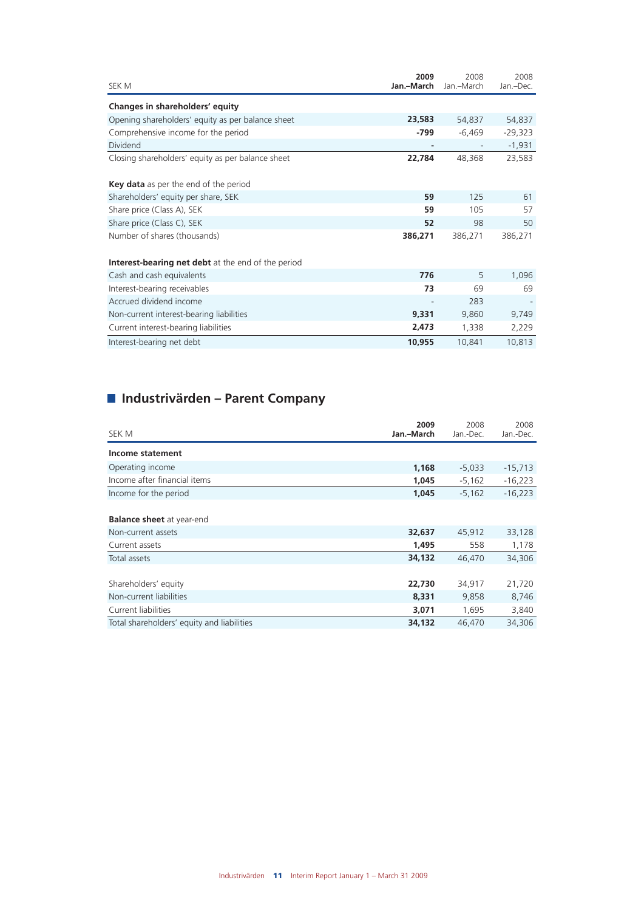| SEK M | 2009 Jan.–March | 2008 Jan.–March | 2008 Jan.–Dec. |
|---|---|---|---|
| **Changes in shareholders' equity** | | | |
| Opening shareholders' equity as per balance sheet | **23,583** | 54,837 | 54,837 |
| Comprehensive income for the period | **-799** | -6,469 | -29,323 |
| Dividend | **-** | - | -1,931 |
| Closing shareholders' equity as per balance sheet | **22,784** | 48,368 | 23,583 |
| | | | |
| **Key data** as per the end of the period | | | |
| Shareholders' equity per share, SEK | **59** | 125 | 61 |
| Share price (Class A), SEK | **59** | 105 | 57 |
| Share price (Class C), SEK | **52** | 98 | 50 |
| Number of shares (thousands) | **386,271** | 386,271 | 386,271 |
| | | | |
| **Interest-bearing net debt** at the end of the period | | | |
| Cash and cash equivalents | **776** | 5 | 1,096 |
| Interest-bearing receivables | **73** | 69 | 69 |
| Accrued dividend income | - | 283 | - |
| Non-current interest-bearing liabilities | **9,331** | 9,860 | 9,749 |
| Current interest-bearing liabilities | **2,473** | 1,338 | 2,229 |
| Interest-bearing net debt | **10,955** | 10,841 | 10,813 |

## Industrivärden – Parent Company

| SEK M | 2009 Jan.–March | 2008 Jan.-Dec. | 2008 Jan.-Dec. |
|---|---|---|---|
| **Income statement** | | | |
| Operating income | **1,168** | -5,033 | -15,713 |
| Income after financial items | **1,045** | -5,162 | -16,223 |
| Income for the period | **1,045** | -5,162 | -16,223 |
| | | | |
| **Balance sheet** at year-end | | | |
| Non-current assets | **32,637** | 45,912 | 33,128 |
| Current assets | **1,495** | 558 | 1,178 |
| Total assets | **34,132** | 46,470 | 34,306 |
| | | | |
| Shareholders' equity | **22,730** | 34,917 | 21,720 |
| Non-current liabilities | **8,331** | 9,858 | 8,746 |
| Current liabilities | **3,071** | 1,695 | 3,840 |
| Total shareholders' equity and liabilities | **34,132** | 46,470 | 34,306 |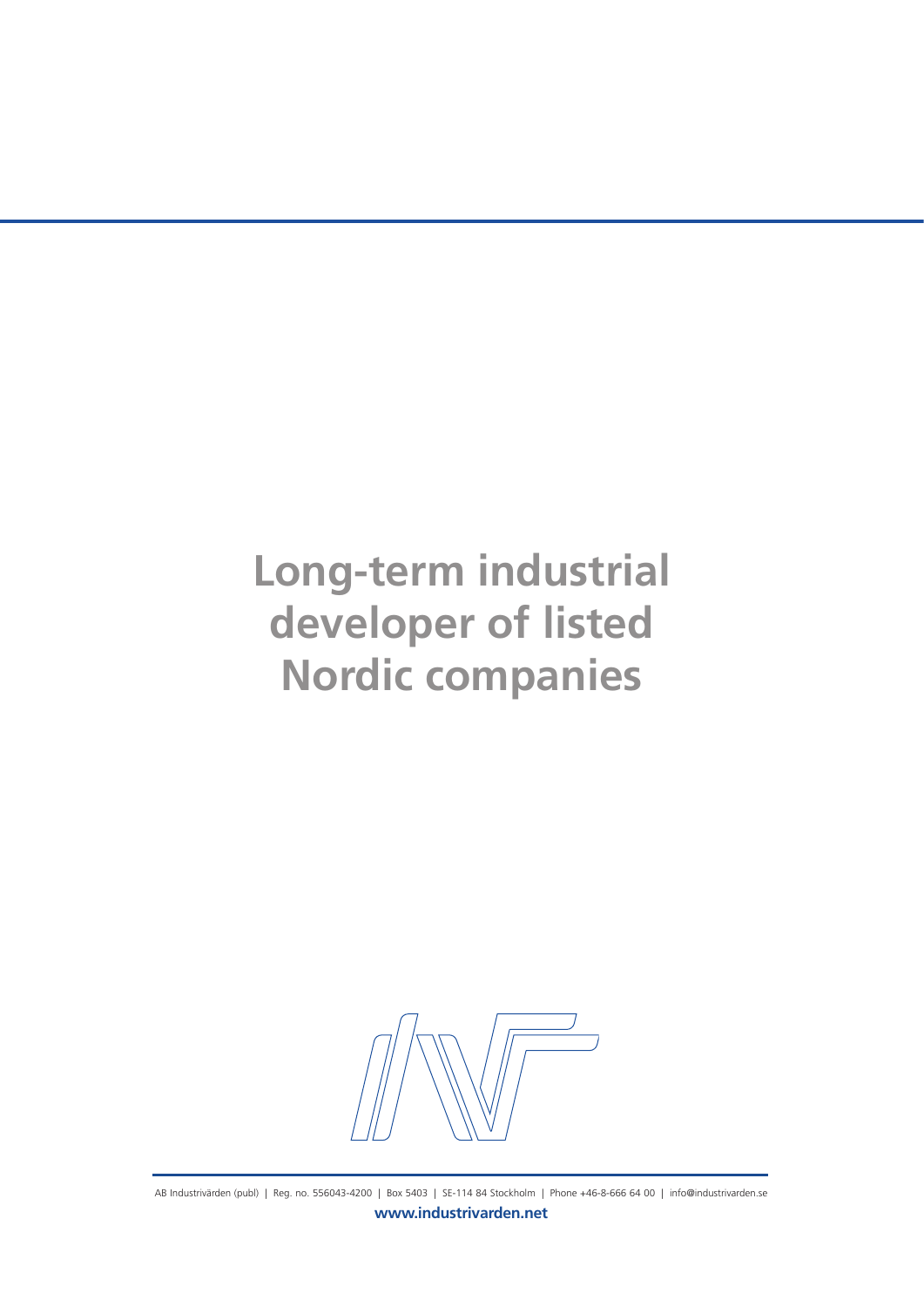# Long-term industrial developer of listed Nordic companies

AB Industrivärden (publ) | Reg. no. 556043-4200 | Box 5403 | SE-114 84 Stockholm | Phone +46-8-666 64 00 | info@industrivarden.se

**www.industrivarden.net**